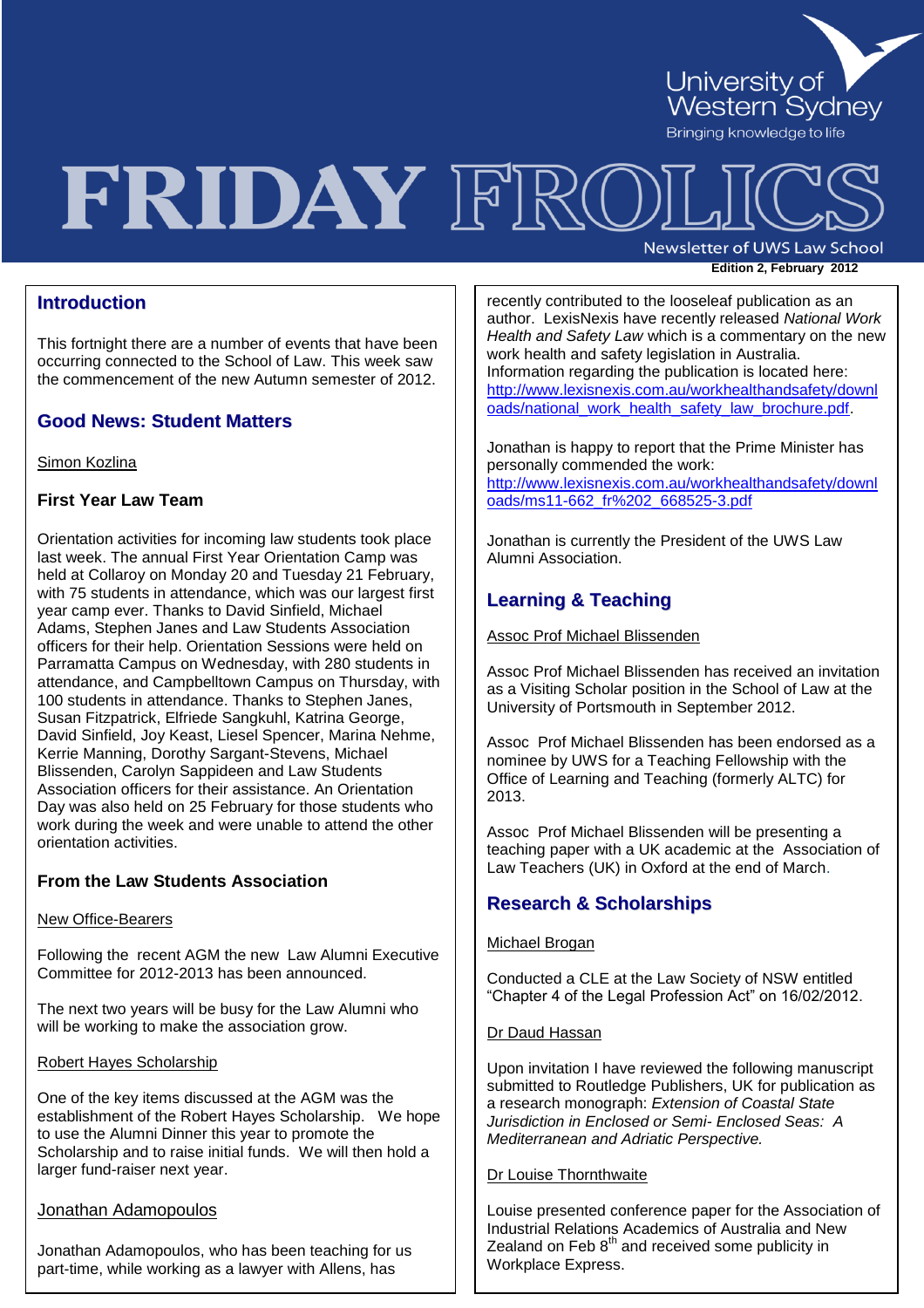University of Western Sydney

Bringing knowledge to life

# FRIDAY FROLICS

Newsletter of UWS Law School

**Edition 2, February 2012**

## Introduction

This fortnight there are a number of events that have been occurring connected to the School of Law. This week saw the commencement of the new Autumn semester of 2012.

## Good News: Student Matters

Simon Kozlina

### First Year Law Team

Orientation activities for incoming law students took place last week. The annual First Year Orientation Camp was held at Collaroy on Monday 20 and Tuesday 21 February, with 75 students in attendance, which was our largest first year camp ever. Thanks to David Sinfield, Michael Adams, Stephen Janes and Law Students Association officers for their help. Orientation Sessions were held on Parramatta Campus on Wednesday, with 280 students in attendance, and Campbelltown Campus on Thursday, with 100 students in attendance. Thanks to Stephen Janes, Susan Fitzpatrick, Elfriede Sangkuhl, Katrina George, David Sinfield, Joy Keast, Liesel Spencer, Marina Nehme, Kerrie Manning, Dorothy Sargant-Stevens, Michael Blissenden, Carolyn Sappideen and Law Students Association officers for their assistance. An Orientation Day was also held on 25 February for those students who work during the week and were unable to attend the other orientation activities.

### From the Law Students Association

New Office-Bearers

Following the recent AGM the new Law Alumni Executive Committee for 2012-2013 has been announced.

The next two years will be busy for the Law Alumni who will be working to make the association grow.

Robert Hayes Scholarship

One of the key items discussed at the AGM was the establishment of the Robert Hayes Scholarship. We hope to use the Alumni Dinner this year to promote the Scholarship and to raise initial funds. We will then hold a larger fund-raiser next year.

Jonathan Adamopoulos

Jonathan Adamopoulos, who has been teaching for us part-time, while working as a lawyer with Allens, has recently contributed to the looseleaf publication as an author. LexisNexis have recently released *National Work Health and Safety Law* which is a commentary on the new work health and safety legislation in Australia. Information regarding the publication is located here: http://www.lexisnexis.com.au/workhealthandsafety/downloads/national_work_health_safety_law_brochure.pdf.

Jonathan is happy to report that the Prime Minister has personally commended the work: http://www.lexisnexis.com.au/workhealthandsafety/downloads/ms11-662_fr%202_668525-3.pdf

Jonathan is currently the President of the UWS Law Alumni Association.

## Learning & Teaching

Assoc Prof Michael Blissenden

Assoc Prof Michael Blissenden has received an invitation as a Visiting Scholar position in the School of Law at the University of Portsmouth in September 2012.

Assoc Prof Michael Blissenden has been endorsed as a nominee by UWS for a Teaching Fellowship with the Office of Learning and Teaching (formerly ALTC) for 2013.

Assoc Prof Michael Blissenden will be presenting a teaching paper with a UK academic at the Association of Law Teachers (UK) in Oxford at the end of March.

## Research & Scholarships

Michael Brogan

Conducted a CLE at the Law Society of NSW entitled "Chapter 4 of the Legal Profession Act" on 16/02/2012.

Dr Daud Hassan

Upon invitation I have reviewed the following manuscript submitted to Routledge Publishers, UK for publication as a research monograph: *Extension of Coastal State Jurisdiction in Enclosed or Semi- Enclosed Seas: A Mediterranean and Adriatic Perspective.*

Dr Louise Thornthwaite

Louise presented conference paper for the Association of Industrial Relations Academics of Australia and New Zealand on Feb 8th and received some publicity in Workplace Express.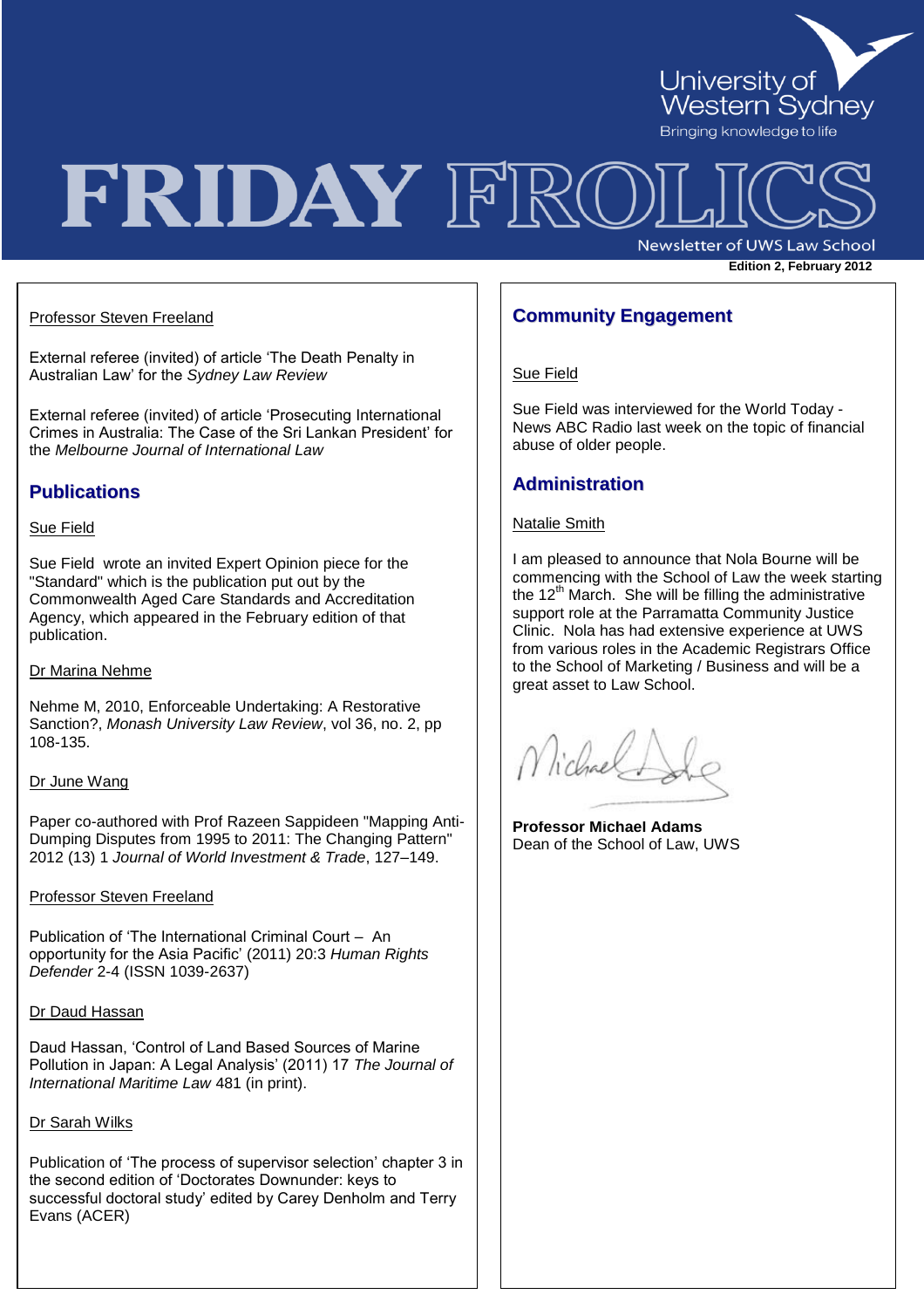# FRIDAY FROLICS

Newsletter of UWS Law School

University of Western Sydney
Bringing knowledge to life

**Edition 2, February 2012**

Professor Steven Freeland

External referee (invited) of article 'The Death Penalty in Australian Law' for the *Sydney Law Review*

External referee (invited) of article 'Prosecuting International Crimes in Australia: The Case of the Sri Lankan President' for the *Melbourne Journal of International Law*

## Publications

Sue Field

Sue Field wrote an invited Expert Opinion piece for the "Standard" which is the publication put out by the Commonwealth Aged Care Standards and Accreditation Agency, which appeared in the February edition of that publication.

Dr Marina Nehme

Nehme M, 2010, Enforceable Undertaking: A Restorative Sanction?, *Monash University Law Review*, vol 36, no. 2, pp 108-135.

Dr June Wang

Paper co-authored with Prof Razeen Sappideen "Mapping Anti-Dumping Disputes from 1995 to 2011: The Changing Pattern" 2012 (13) 1 *Journal of World Investment & Trade*, 127–149.

Professor Steven Freeland

Publication of 'The International Criminal Court – An opportunity for the Asia Pacific' (2011) 20:3 *Human Rights Defender* 2-4 (ISSN 1039-2637)

Dr Daud Hassan

Daud Hassan, 'Control of Land Based Sources of Marine Pollution in Japan: A Legal Analysis' (2011) 17 *The Journal of International Maritime Law* 481 (in print).

Dr Sarah Wilks

Publication of 'The process of supervisor selection' chapter 3 in the second edition of 'Doctorates Downunder: keys to successful doctoral study' edited by Carey Denholm and Terry Evans (ACER)

## Community Engagement

Sue Field

Sue Field was interviewed for the World Today - News ABC Radio last week on the topic of financial abuse of older people.

## Administration

Natalie Smith

I am pleased to announce that Nola Bourne will be commencing with the School of Law the week starting the 12th March. She will be filling the administrative support role at the Parramatta Community Justice Clinic. Nola has had extensive experience at UWS from various roles in the Academic Registrars Office to the School of Marketing / Business and will be a great asset to Law School.

**Professor Michael Adams**
Dean of the School of Law, UWS